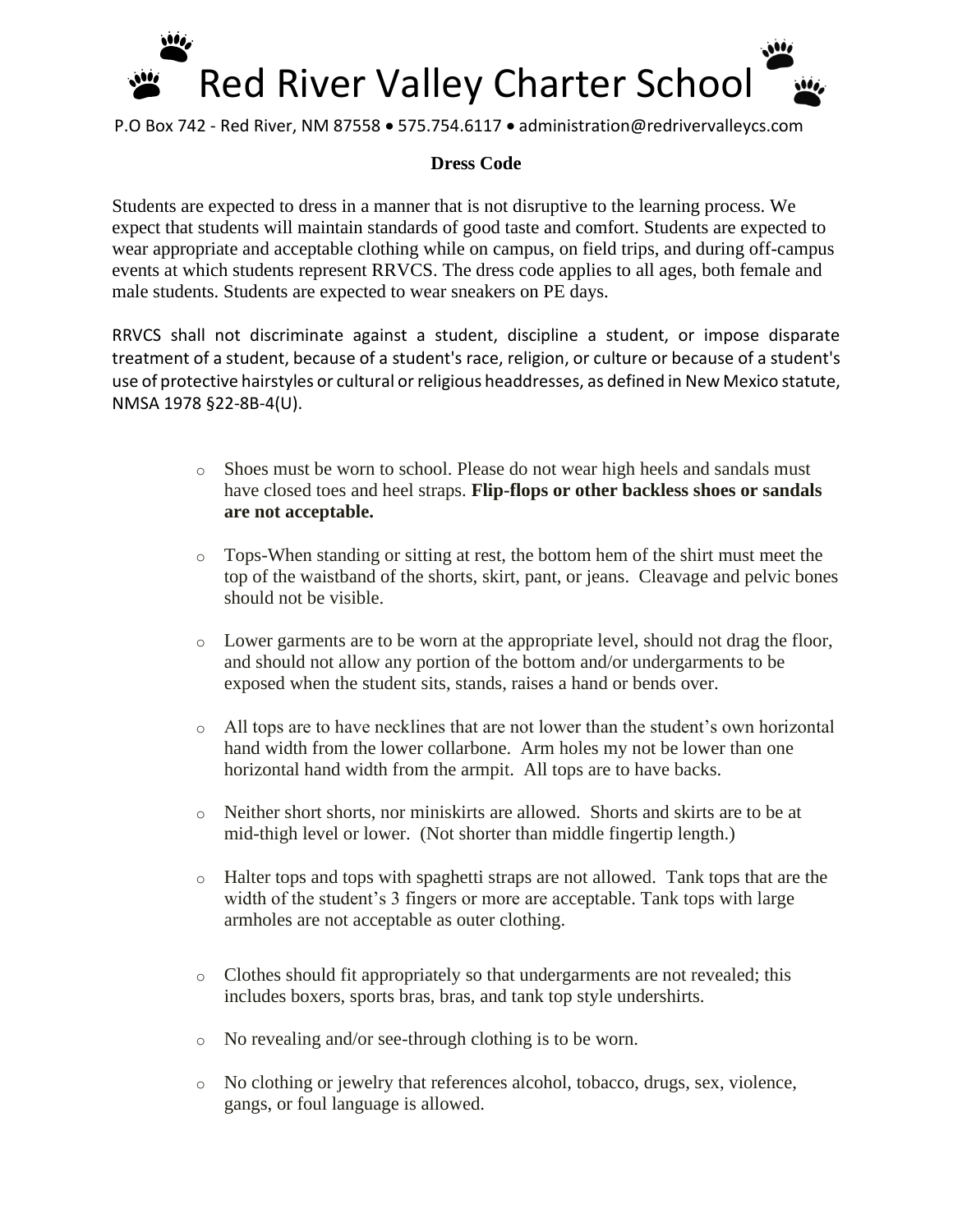# Red Valley Charter School

P.O Box 742 - Red River, NM 87558 • 575.754.6117 • administration@redrivervalleycs.com

## Dress Code

Students are expected to dress in a manner that is not disruptive to the learning process. We expect that students will maintain standards of good taste and comfort. Students are expected to wear appropriate and acceptable clothing while on campus, on field trips, and during off-campus events at which students represent RRVCS. The dress code applies to all ages, both female and male students. Students are expected to wear sneakers on PE days.

RRVCS shall not discriminate against a student, discipline a student, or impose disparate treatment of a student, because of a student's race, religion, or culture or because of a student's use of protective hairstyles or cultural or religious headdresses, as defined in New Mexico statute, NMSA 1978 §22-8B-4(U).

- Shoes must be worn to school. Please do not wear high heels and sandals must have closed toes and heel straps. **Flip-flops or other backless shoes or sandals are not acceptable.**
- Tops-When standing or sitting at rest, the bottom hem of the shirt must meet the top of the waistband of the shorts, skirt, pant, or jeans. Cleavage and pelvic bones should not be visible.
- Lower garments are to be worn at the appropriate level, should not drag the floor, and should not allow any portion of the bottom and/or undergarments to be exposed when the student sits, stands, raises a hand or bends over.
- All tops are to have necklines that are not lower than the student's own horizontal hand width from the lower collarbone. Arm holes my not be lower than one horizontal hand width from the armpit. All tops are to have backs.
- Neither short shorts, nor miniskirts are allowed. Shorts and skirts are to be at mid-thigh level or lower. (Not shorter than middle fingertip length.)
- Halter tops and tops with spaghetti straps are not allowed. Tank tops that are the width of the student's 3 fingers or more are acceptable. Tank tops with large armholes are not acceptable as outer clothing.
- Clothes should fit appropriately so that undergarments are not revealed; this includes boxers, sports bras, bras, and tank top style undershirts.
- No revealing and/or see-through clothing is to be worn.
- No clothing or jewelry that references alcohol, tobacco, drugs, sex, violence, gangs, or foul language is allowed.

# Red River Valley Charter School

P.O Box 742 - Red River, NM 87558 • 575.754.6117 • administration@redrivervalleycs.com

## Dress Code

Students are expected to dress in a manner that is not disruptive to the learning process. We expect that students will maintain standards of good taste and comfort. Students are expected to wear appropriate and acceptable clothing while on campus, on field trips, and during off-campus events at which students represent RRVCS. The dress code applies to all ages, both female and male students. Students are expected to wear sneakers on PE days.

RRVCS shall not discriminate against a student, discipline a student, or impose disparate treatment of a student, because of a student's race, religion, or culture or because of a student's use of protective hairstyles or cultural or religious headdresses, as defined in New Mexico statute, NMSA 1978 §22-8B-4(U).

- Shoes must be worn to school. Please do not wear high heels and sandals must have closed toes and heel straps. **Flip-flops or other backless shoes or sandals are not acceptable.**
- Tops-When standing or sitting at rest, the bottom hem of the shirt must meet the top of the waistband of the shorts, skirt, pant, or jeans. Cleavage and pelvic bones should not be visible.
- Lower garments are to be worn at the appropriate level, should not drag the floor, and should not allow any portion of the bottom and/or undergarments to be exposed when the student sits, stands, raises a hand or bends over.
- All tops are to have necklines that are not lower than the student's own horizontal hand width from the lower collarbone. Arm holes my not be lower than one horizontal hand width from the armpit. All tops are to have backs.
- Neither short shorts, nor miniskirts are allowed. Shorts and skirts are to be at mid-thigh level or lower. (Not shorter than middle fingertip length.)
- Halter tops and tops with spaghetti straps are not allowed. Tank tops that are the width of the student's 3 fingers or more are acceptable. Tank tops with large armholes are not acceptable as outer clothing.
- Clothes should fit appropriately so that undergarments are not revealed; this includes boxers, sports bras, bras, and tank top style undershirts.
- No revealing and/or see-through clothing is to be worn.
- No clothing or jewelry that references alcohol, tobacco, drugs, sex, violence, gangs, or foul language is allowed.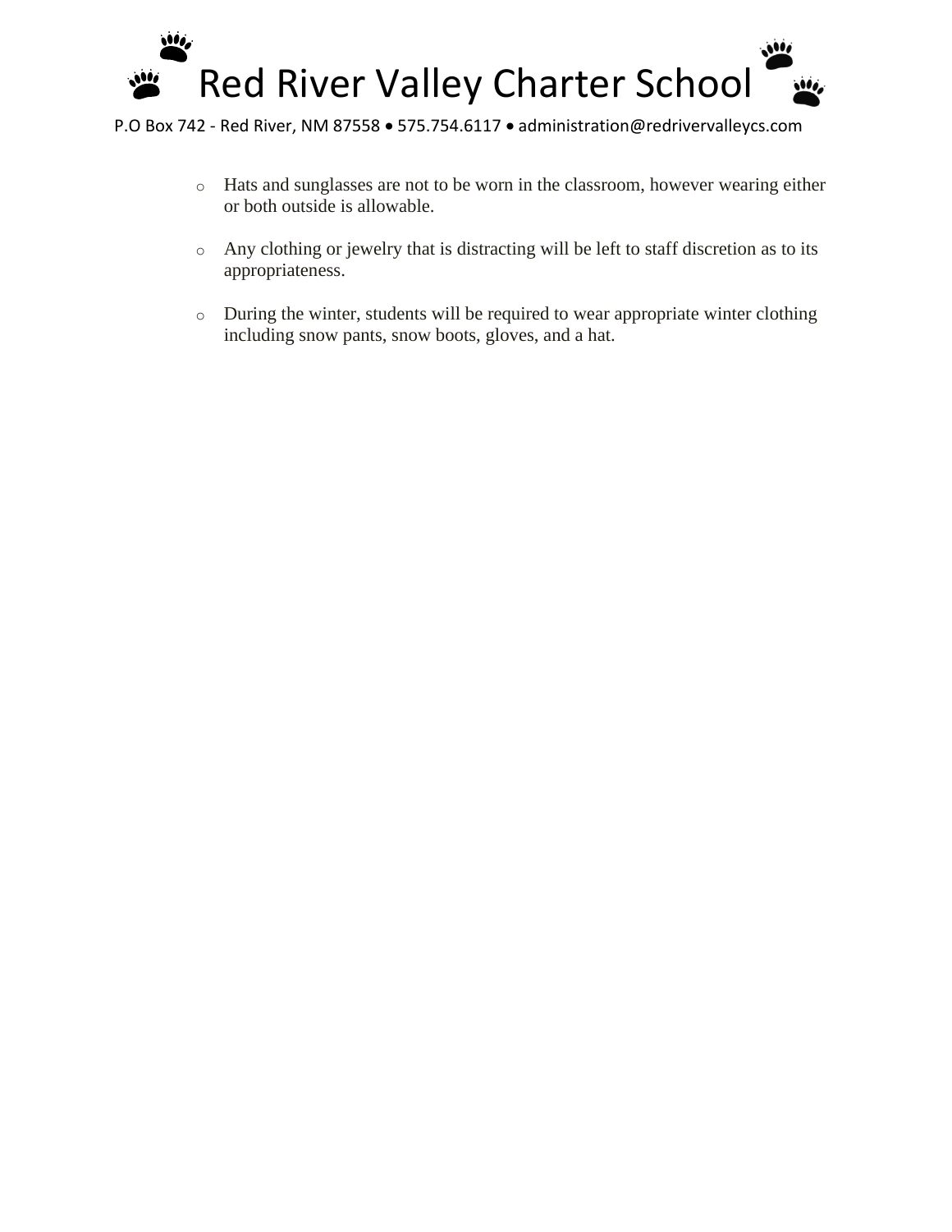- Hats and sunglasses are not to be worn in the classroom, however wearing either or both outside is allowable.

- Any clothing or jewelry that is distracting will be left to staff discretion as to its appropriateness.

- During the winter, students will be required to wear appropriate winter clothing including snow pants, snow boots, gloves, and a hat.